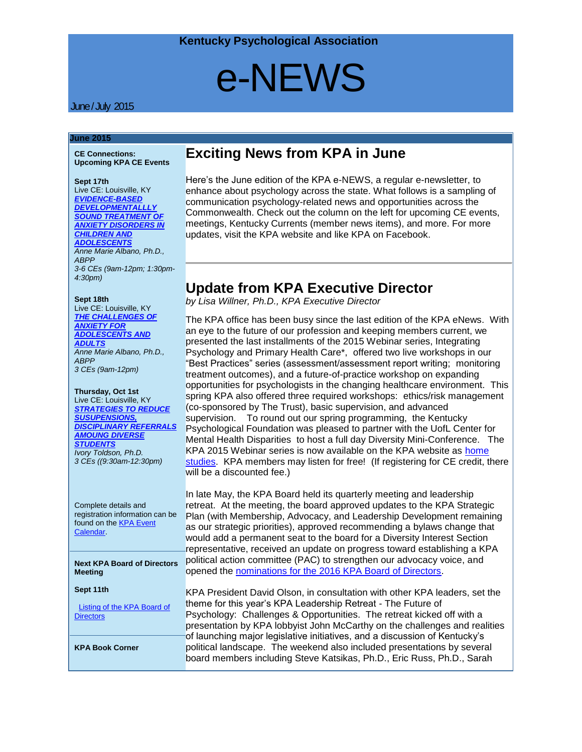Kentucky Psychological Association

# e-NEWS

June / July 2015

**June 2015**

## Exciting News from KPA in June

Here's the June edition of the KPA e-NEWS, a regular e-newsletter, to enhance about psychology across the state. What follows is a sampling of communication psychology-related news and opportunities across the Commonwealth. Check out the column on the left for upcoming CE events, meetings, Kentucky Currents (member news items), and more. For more updates, visit the KPA website and like KPA on Facebook.

---

## Update from KPA Executive Director

*by Lisa Willner, Ph.D., KPA Executive Director*

The KPA office has been busy since the last edition of the KPA eNews. With an eye to the future of our profession and keeping members current, we presented the last installments of the 2015 Webinar series, Integrating Psychology and Primary Health Care*, offered two live workshops in our "Best Practices" series (assessment/assessment report writing; monitoring treatment outcomes), and a future-of-practice workshop on expanding opportunities for psychologists in the changing healthcare environment. This spring KPA also offered three required workshops: ethics/risk management (co-sponsored by The Trust), basic supervision, and advanced supervision. To round out our spring programming, the Kentucky Psychological Foundation was pleased to partner with the UofL Center for Mental Health Disparities to host a full day Diversity Mini-Conference. The KPA 2015 Webinar series is now available on the KPA website as home studies. KPA members may listen for free! (If registering for CE credit, there will be a discounted fee.)

In late May, the KPA Board held its quarterly meeting and leadership retreat. At the meeting, the board approved updates to the KPA Strategic Plan (with Membership, Advocacy, and Leadership Development remaining as our strategic priorities), approved recommending a bylaws change that would add a permanent seat to the board for a Diversity Interest Section representative, received an update on progress toward establishing a KPA political action committee (PAC) to strengthen our advocacy voice, and opened the nominations for the 2016 KPA Board of Directors.

KPA President David Olson, in consultation with other KPA leaders, set the theme for this year's KPA Leadership Retreat - The Future of Psychology: Challenges & Opportunities. The retreat kicked off with a presentation by KPA lobbyist John McCarthy on the challenges and realities of launching major legislative initiatives, and a discussion of Kentucky's political landscape. The weekend also included presentations by several board members including Steve Katsikas, Ph.D., Eric Russ, Ph.D., Sarah

---

**CE Connections: Upcoming KPA CE Events**

**Sept 17th**
Live CE: Louisville, KY
***EVIDENCE-BASED DEVELOPMENTALLLY SOUND TREATMENT OF ANXIETY DISORDERS IN CHILDREN AND ADOLESCENTS***
*Anne Marie Albano, Ph.D., ABPP*
*3-6 CEs (9am-12pm; 1:30pm-4:30pm)*

**Sept 18th**
Live CE: Louisville, KY
***THE CHALLENGES OF ANXIETY FOR ADOLESCENTS AND ADULTS***
*Anne Marie Albano, Ph.D., ABPP*
*3 CEs (9am-12pm)*

**Thursday, Oct 1st**
Live CE: Louisville, KY
***STRATEGIES TO REDUCE SUSUPENSIONS, DISCIPLINARY REFERRALS AMOUNG DIVERSE STUDENTS***
*Ivory Toldson, Ph.D.*
*3 CEs ((9:30am-12:30pm)*

Complete details and registration information can be found on the KPA Event Calendar.

**Next KPA Board of Directors Meeting**

**Sept 11th**

Listing of the KPA Board of Directors

**KPA Book Corner**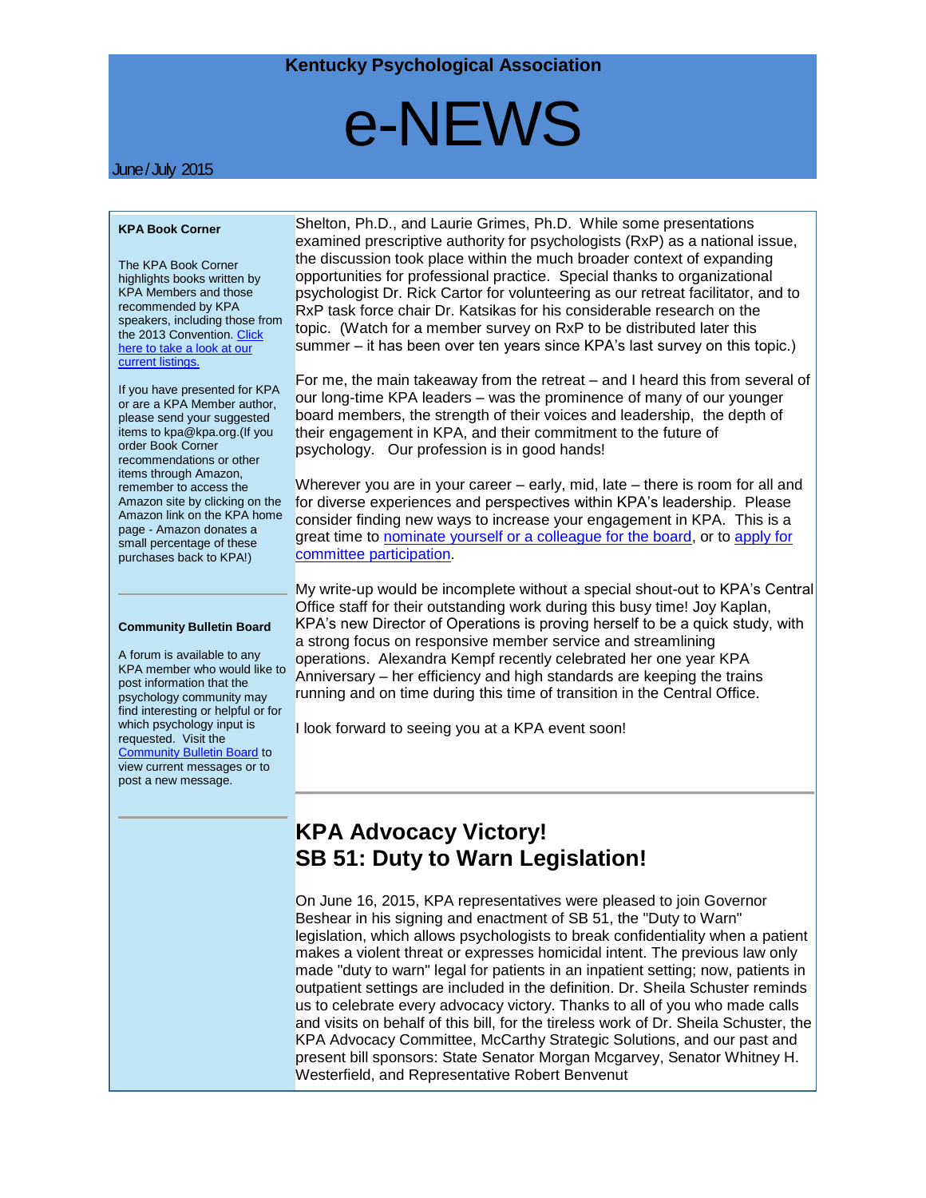Kentucky Psychological Association

# e-NEWS

June / July 2015

**KPA Book Corner**

The KPA Book Corner highlights books written by KPA Members and those recommended by KPA speakers, including those from the 2013 Convention. Click here to take a look at our current listings.

If you have presented for KPA or are a KPA Member author, please send your suggested items to kpa@kpa.org.(If you order Book Corner recommendations or other items through Amazon, remember to access the Amazon site by clicking on the Amazon link on the KPA home page - Amazon donates a small percentage of these purchases back to KPA!)

---

**Community Bulletin Board**

A forum is available to any KPA member who would like to post information that the psychology community may find interesting or helpful or for which psychology input is requested. Visit the Community Bulletin Board to view current messages or to post a new message.

---

Shelton, Ph.D., and Laurie Grimes, Ph.D. While some presentations examined prescriptive authority for psychologists (RxP) as a national issue, the discussion took place within the much broader context of expanding opportunities for professional practice. Special thanks to organizational psychologist Dr. Rick Cartor for volunteering as our retreat facilitator, and to RxP task force chair Dr. Katsikas for his considerable research on the topic. (Watch for a member survey on RxP to be distributed later this summer – it has been over ten years since KPA's last survey on this topic.)

For me, the main takeaway from the retreat – and I heard this from several of our long-time KPA leaders – was the prominence of many of our younger board members, the strength of their voices and leadership, the depth of their engagement in KPA, and their commitment to the future of psychology. Our profession is in good hands!

Wherever you are in your career – early, mid, late – there is room for all and for diverse experiences and perspectives within KPA's leadership. Please consider finding new ways to increase your engagement in KPA. This is a great time to nominate yourself or a colleague for the board, or to apply for committee participation.

My write-up would be incomplete without a special shout-out to KPA's Central Office staff for their outstanding work during this busy time! Joy Kaplan, KPA's new Director of Operations is proving herself to be a quick study, with a strong focus on responsive member service and streamlining operations. Alexandra Kempf recently celebrated her one year KPA Anniversary – her efficiency and high standards are keeping the trains running and on time during this time of transition in the Central Office.

I look forward to seeing you at a KPA event soon!

---

## KPA Advocacy Victory!
## SB 51: Duty to Warn Legislation!

On June 16, 2015, KPA representatives were pleased to join Governor Beshear in his signing and enactment of SB 51, the "Duty to Warn" legislation, which allows psychologists to break confidentiality when a patient makes a violent threat or expresses homicidal intent. The previous law only made "duty to warn" legal for patients in an inpatient setting; now, patients in outpatient settings are included in the definition. Dr. Sheila Schuster reminds us to celebrate every advocacy victory. Thanks to all of you who made calls and visits on behalf of this bill, for the tireless work of Dr. Sheila Schuster, the KPA Advocacy Committee, McCarthy Strategic Solutions, and our past and present bill sponsors: State Senator Morgan Mcgarvey, Senator Whitney H. Westerfield, and Representative Robert Benvenut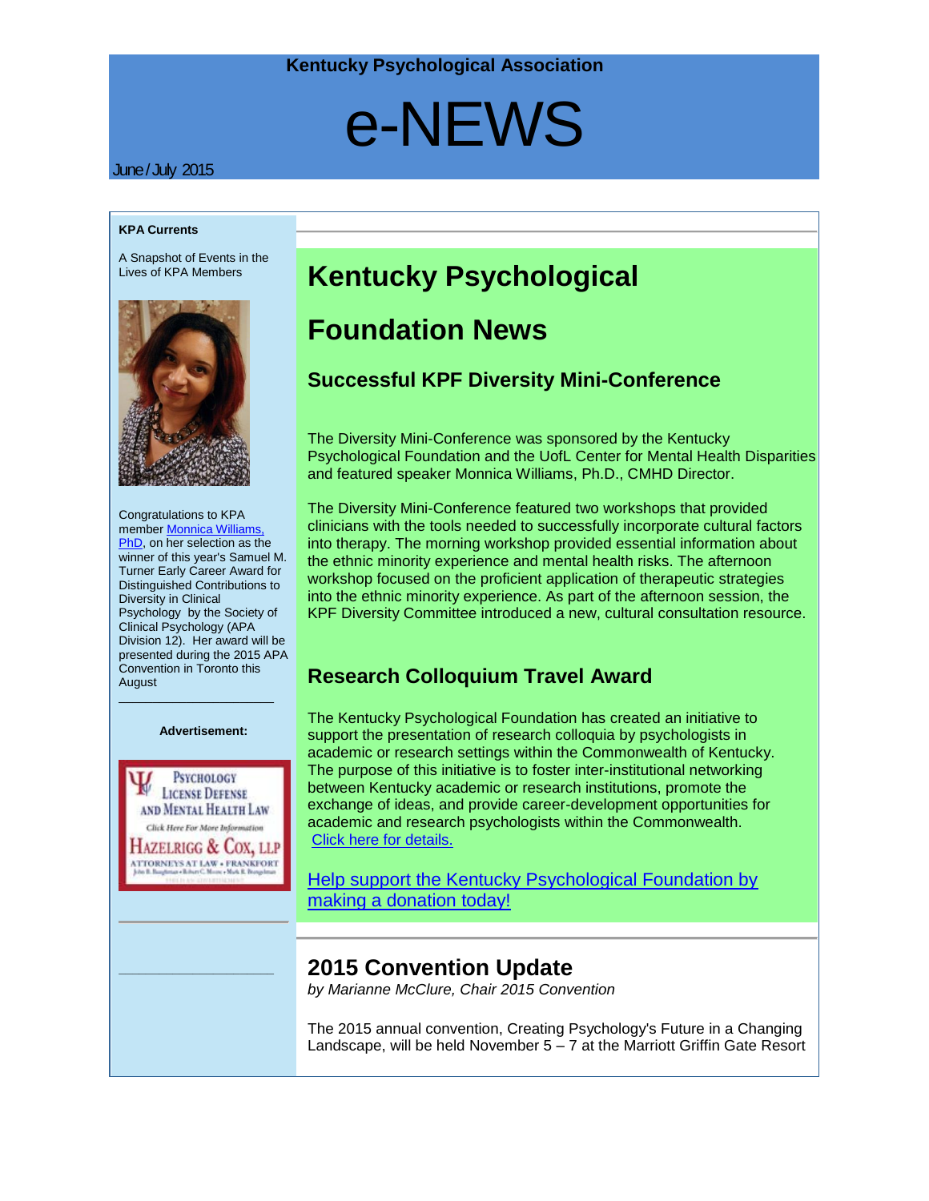Kentucky Psychological Association

# e-NEWS

June / July 2015

**KPA Currents**

A Snapshot of Events in the Lives of KPA Members

Congratulations to KPA member Monnica Williams, PhD, on her selection as the winner of this year's Samuel M. Turner Early Career Award for Distinguished Contributions to Diversity in Clinical Psychology by the Society of Clinical Psychology (APA Division 12). Her award will be presented during the 2015 APA Convention in Toronto this August

**Advertisement:**

Psychology License Defense and Mental Health Law
Click Here For More Information
Hazelrigg & Cox, LLP
Attorneys at Law • Frankfort

# Kentucky Psychological Foundation News

## Successful KPF Diversity Mini-Conference

The Diversity Mini-Conference was sponsored by the Kentucky Psychological Foundation and the UofL Center for Mental Health Disparities and featured speaker Monnica Williams, Ph.D., CMHD Director.

The Diversity Mini-Conference featured two workshops that provided clinicians with the tools needed to successfully incorporate cultural factors into therapy. The morning workshop provided essential information about the ethnic minority experience and mental health risks. The afternoon workshop focused on the proficient application of therapeutic strategies into the ethnic minority experience. As part of the afternoon session, the KPF Diversity Committee introduced a new, cultural consultation resource.

## Research Colloquium Travel Award

The Kentucky Psychological Foundation has created an initiative to support the presentation of research colloquia by psychologists in academic or research settings within the Commonwealth of Kentucky. The purpose of this initiative is to foster inter-institutional networking between Kentucky academic or research institutions, promote the exchange of ideas, and provide career-development opportunities for academic and research psychologists within the Commonwealth. Click here for details.

Help support the Kentucky Psychological Foundation by making a donation today!

## 2015 Convention Update

*by Marianne McClure, Chair 2015 Convention*

The 2015 annual convention, Creating Psychology's Future in a Changing Landscape, will be held November 5 – 7 at the Marriott Griffin Gate Resort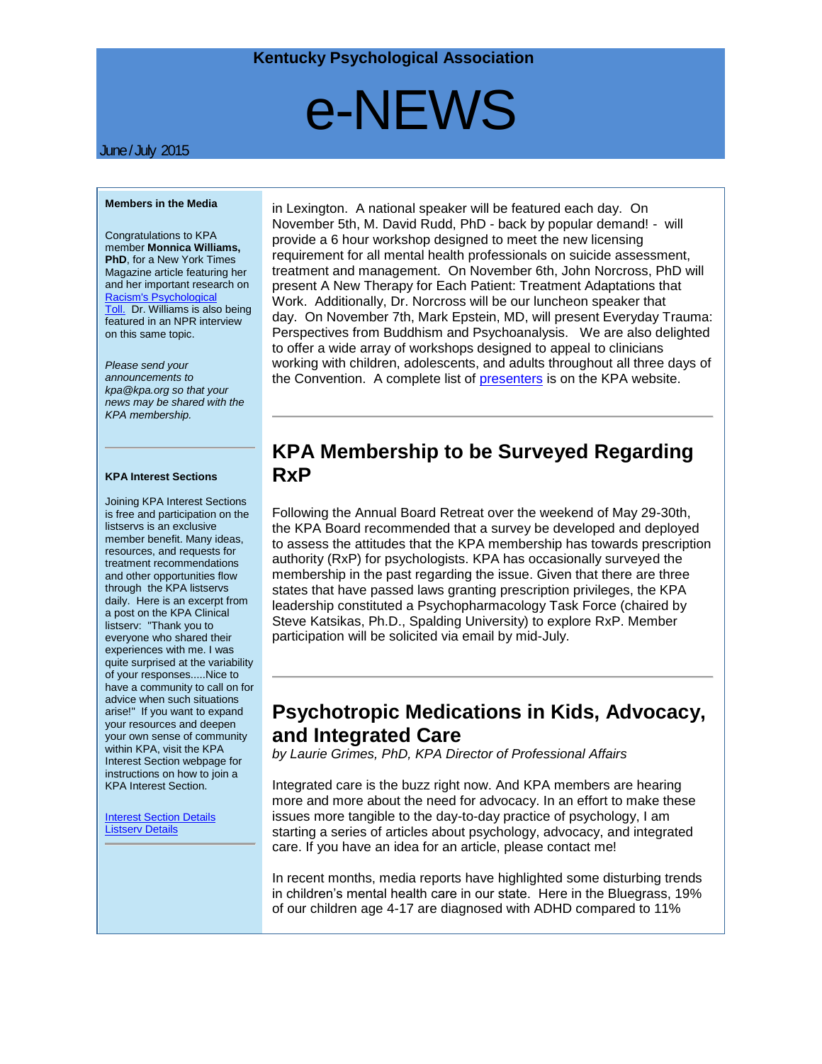Kentucky Psychological Association

# e-NEWS

June / July 2015

### Members in the Media

Congratulations to KPA member **Monnica Williams, PhD**, for a New York Times Magazine article featuring her and her important research on Racism's Psychological Toll. Dr. Williams is also being featured in an NPR interview on this same topic.

*Please send your announcements to kpa@kpa.org so that your news may be shared with the KPA membership.*

### KPA Interest Sections

Joining KPA Interest Sections is free and participation on the listservs is an exclusive member benefit. Many ideas, resources, and requests for treatment recommendations and other opportunities flow through the KPA listservs daily. Here is an excerpt from a post on the KPA Clinical listserv: "Thank you to everyone who shared their experiences with me. I was quite surprised at the variability of your responses.....Nice to have a community to call on for advice when such situations arise!" If you want to expand your resources and deepen your own sense of community within KPA, visit the KPA Interest Section webpage for instructions on how to join a KPA Interest Section.

Interest Section Details
Listserv Details

in Lexington. A national speaker will be featured each day. On November 5th, M. David Rudd, PhD - back by popular demand! - will provide a 6 hour workshop designed to meet the new licensing requirement for all mental health professionals on suicide assessment, treatment and management. On November 6th, John Norcross, PhD will present A New Therapy for Each Patient: Treatment Adaptations that Work. Additionally, Dr. Norcross will be our luncheon speaker that day. On November 7th, Mark Epstein, MD, will present Everyday Trauma: Perspectives from Buddhism and Psychoanalysis. We are also delighted to offer a wide array of workshops designed to appeal to clinicians working with children, adolescents, and adults throughout all three days of the Convention. A complete list of presenters is on the KPA website.

## KPA Membership to be Surveyed Regarding RxP

Following the Annual Board Retreat over the weekend of May 29-30th, the KPA Board recommended that a survey be developed and deployed to assess the attitudes that the KPA membership has towards prescription authority (RxP) for psychologists. KPA has occasionally surveyed the membership in the past regarding the issue. Given that there are three states that have passed laws granting prescription privileges, the KPA leadership constituted a Psychopharmacology Task Force (chaired by Steve Katsikas, Ph.D., Spalding University) to explore RxP. Member participation will be solicited via email by mid-July.

## Psychotropic Medications in Kids, Advocacy, and Integrated Care

*by Laurie Grimes, PhD, KPA Director of Professional Affairs*

Integrated care is the buzz right now. And KPA members are hearing more and more about the need for advocacy. In an effort to make these issues more tangible to the day-to-day practice of psychology, I am starting a series of articles about psychology, advocacy, and integrated care. If you have an idea for an article, please contact me!

In recent months, media reports have highlighted some disturbing trends in children's mental health care in our state. Here in the Bluegrass, 19% of our children age 4-17 are diagnosed with ADHD compared to 11%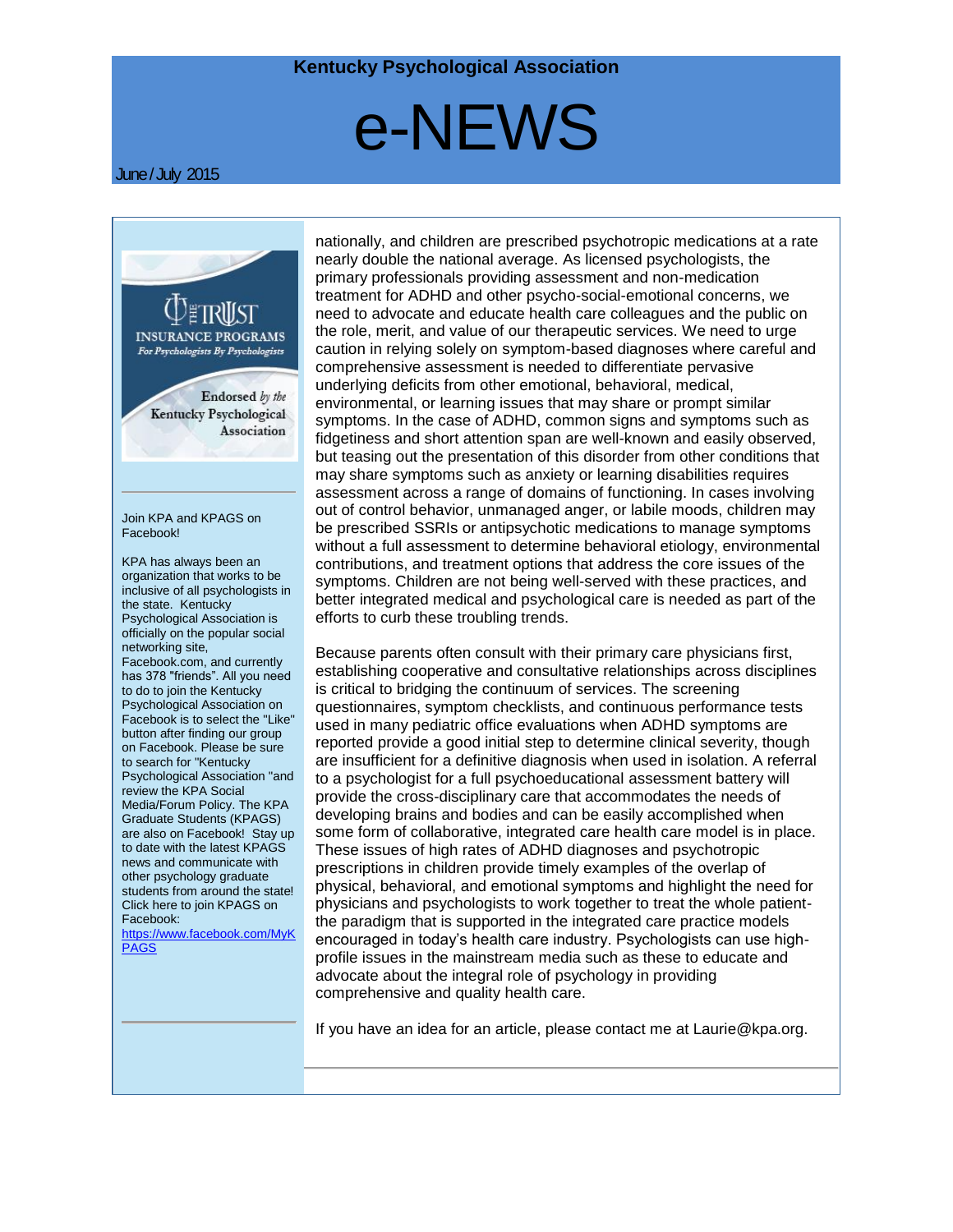Kentucky Psychological Association

# e-NEWS

June / July 2015

nationally, and children are prescribed psychotropic medications at a rate nearly double the national average. As licensed psychologists, the primary professionals providing assessment and non-medication treatment for ADHD and other psycho-social-emotional concerns, we need to advocate and educate health care colleagues and the public on the role, merit, and value of our therapeutic services. We need to urge caution in relying solely on symptom-based diagnoses where careful and comprehensive assessment is needed to differentiate pervasive underlying deficits from other emotional, behavioral, medical, environmental, or learning issues that may share or prompt similar symptoms. In the case of ADHD, common signs and symptoms such as fidgetiness and short attention span are well-known and easily observed, but teasing out the presentation of this disorder from other conditions that may share symptoms such as anxiety or learning disabilities requires assessment across a range of domains of functioning. In cases involving out of control behavior, unmanaged anger, or labile moods, children may be prescribed SSRIs or antipsychotic medications to manage symptoms without a full assessment to determine behavioral etiology, environmental contributions, and treatment options that address the core issues of the symptoms. Children are not being well-served with these practices, and better integrated medical and psychological care is needed as part of the efforts to curb these troubling trends.

Because parents often consult with their primary care physicians first, establishing cooperative and consultative relationships across disciplines is critical to bridging the continuum of services. The screening questionnaires, symptom checklists, and continuous performance tests used in many pediatric office evaluations when ADHD symptoms are reported provide a good initial step to determine clinical severity, though are insufficient for a definitive diagnosis when used in isolation. A referral to a psychologist for a full psychoeducational assessment battery will provide the cross-disciplinary care that accommodates the needs of developing brains and bodies and can be easily accomplished when some form of collaborative, integrated care health care model is in place. These issues of high rates of ADHD diagnoses and psychotropic prescriptions in children provide timely examples of the overlap of physical, behavioral, and emotional symptoms and highlight the need for physicians and psychologists to work together to treat the whole patient- the paradigm that is supported in the integrated care practice models encouraged in today's health care industry. Psychologists can use high-profile issues in the mainstream media such as these to educate and advocate about the integral role of psychology in providing comprehensive and quality health care.

If you have an idea for an article, please contact me at Laurie@kpa.org.

---

THE TRUST INSURANCE PROGRAMS
*For Psychologists By Psychologists*

Endorsed *by the* Kentucky Psychological Association

---

Join KPA and KPAGS on Facebook!

KPA has always been an organization that works to be inclusive of all psychologists in the state. Kentucky Psychological Association is officially on the popular social networking site, Facebook.com, and currently has 378 "friends". All you need to do to join the Kentucky Psychological Association on Facebook is to select the "Like" button after finding our group on Facebook. Please be sure to search for "Kentucky Psychological Association "and review the KPA Social Media/Forum Policy. The KPA Graduate Students (KPAGS) are also on Facebook! Stay up to date with the latest KPAGS news and communicate with other psychology graduate students from around the state! Click here to join KPAGS on Facebook: https://www.facebook.com/MyKPAGS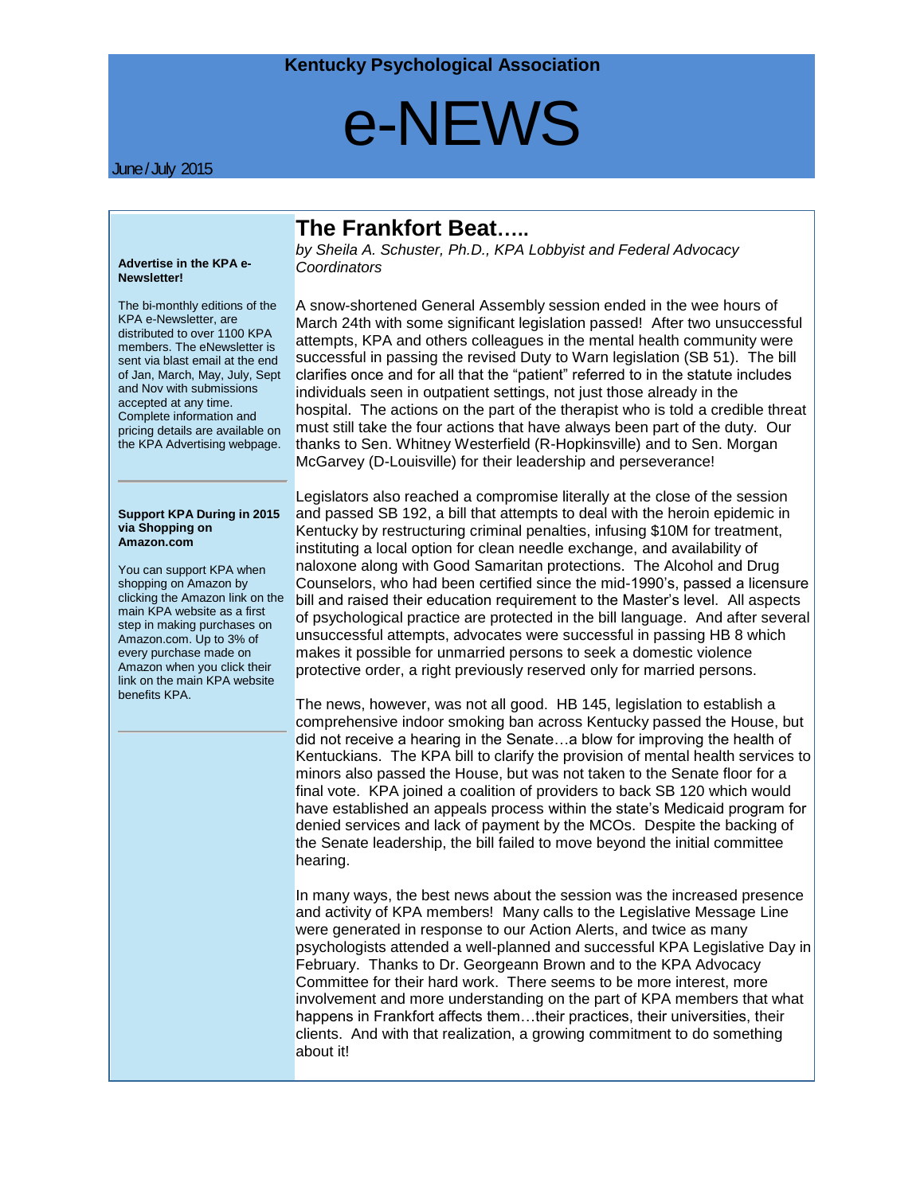Kentucky Psychological Association

# e-NEWS

June / July 2015

**Advertise in the KPA e-Newsletter!**

The bi-monthly editions of the KPA e-Newsletter, are distributed to over 1100 KPA members. The eNewsletter is sent via blast email at the end of Jan, March, May, July, Sept and Nov with submissions accepted at any time. Complete information and pricing details are available on the KPA Advertising webpage.

**Support KPA During in 2015 via Shopping on Amazon.com**

You can support KPA when shopping on Amazon by clicking the Amazon link on the main KPA website as a first step in making purchases on Amazon.com. Up to 3% of every purchase made on Amazon when you click their link on the main KPA website benefits KPA.

## The Frankfort Beat…..

*by Sheila A. Schuster, Ph.D., KPA Lobbyist and Federal Advocacy Coordinators*

A snow-shortened General Assembly session ended in the wee hours of March 24th with some significant legislation passed! After two unsuccessful attempts, KPA and others colleagues in the mental health community were successful in passing the revised Duty to Warn legislation (SB 51). The bill clarifies once and for all that the "patient" referred to in the statute includes individuals seen in outpatient settings, not just those already in the hospital. The actions on the part of the therapist who is told a credible threat must still take the four actions that have always been part of the duty. Our thanks to Sen. Whitney Westerfield (R-Hopkinsville) and to Sen. Morgan McGarvey (D-Louisville) for their leadership and perseverance!

Legislators also reached a compromise literally at the close of the session and passed SB 192, a bill that attempts to deal with the heroin epidemic in Kentucky by restructuring criminal penalties, infusing $10M for treatment, instituting a local option for clean needle exchange, and availability of naloxone along with Good Samaritan protections. The Alcohol and Drug Counselors, who had been certified since the mid-1990's, passed a licensure bill and raised their education requirement to the Master's level. All aspects of psychological practice are protected in the bill language. And after several unsuccessful attempts, advocates were successful in passing HB 8 which makes it possible for unmarried persons to seek a domestic violence protective order, a right previously reserved only for married persons.

The news, however, was not all good. HB 145, legislation to establish a comprehensive indoor smoking ban across Kentucky passed the House, but did not receive a hearing in the Senate…a blow for improving the health of Kentuckians. The KPA bill to clarify the provision of mental health services to minors also passed the House, but was not taken to the Senate floor for a final vote. KPA joined a coalition of providers to back SB 120 which would have established an appeals process within the state's Medicaid program for denied services and lack of payment by the MCOs. Despite the backing of the Senate leadership, the bill failed to move beyond the initial committee hearing.

In many ways, the best news about the session was the increased presence and activity of KPA members! Many calls to the Legislative Message Line were generated in response to our Action Alerts, and twice as many psychologists attended a well-planned and successful KPA Legislative Day in February. Thanks to Dr. Georgeann Brown and to the KPA Advocacy Committee for their hard work. There seems to be more interest, more involvement and more understanding on the part of KPA members that what happens in Frankfort affects them…their practices, their universities, their clients. And with that realization, a growing commitment to do something about it!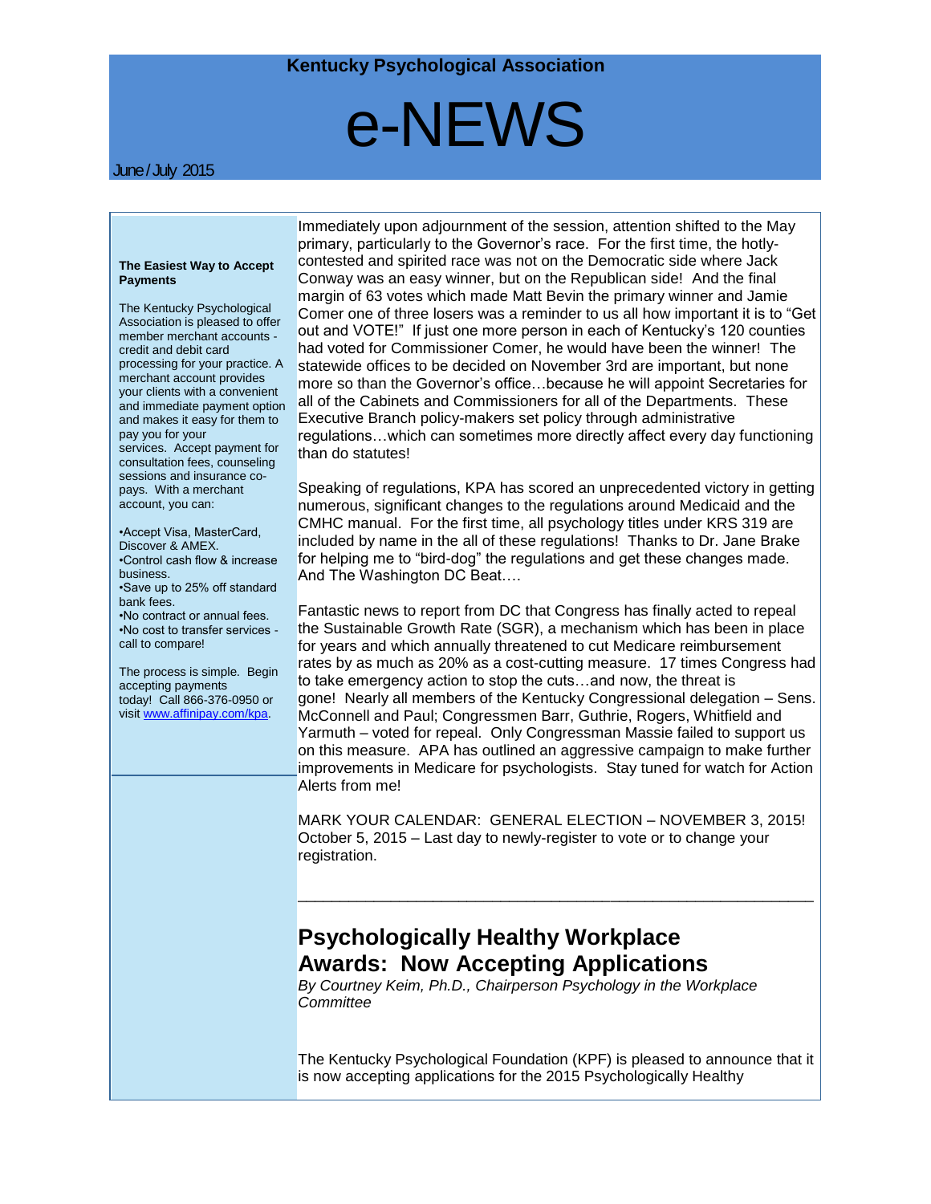Kentucky Psychological Association

# e-NEWS

June / July 2015

**The Easiest Way to Accept Payments**

The Kentucky Psychological Association is pleased to offer member merchant accounts - credit and debit card processing for your practice. A merchant account provides your clients with a convenient and immediate payment option and makes it easy for them to pay you for your services. Accept payment for consultation fees, counseling sessions and insurance co-pays. With a merchant account, you can:

- Accept Visa, MasterCard, Discover & AMEX.
- Control cash flow & increase business.
- Save up to 25% off standard bank fees.
- No contract or annual fees.
- No cost to transfer services - call to compare!

The process is simple. Begin accepting payments today! Call 866-376-0950 or visit [www.affinipay.com/kpa](http://www.affinipay.com/kpa).

Immediately upon adjournment of the session, attention shifted to the May primary, particularly to the Governor's race. For the first time, the hotly-contested and spirited race was not on the Democratic side where Jack Conway was an easy winner, but on the Republican side! And the final margin of 63 votes which made Matt Bevin the primary winner and Jamie Comer one of three losers was a reminder to us all how important it is to "Get out and VOTE!" If just one more person in each of Kentucky's 120 counties had voted for Commissioner Comer, he would have been the winner! The statewide offices to be decided on November 3rd are important, but none more so than the Governor's office…because he will appoint Secretaries for all of the Cabinets and Commissioners for all of the Departments. These Executive Branch policy-makers set policy through administrative regulations…which can sometimes more directly affect every day functioning than do statutes!

Speaking of regulations, KPA has scored an unprecedented victory in getting numerous, significant changes to the regulations around Medicaid and the CMHC manual. For the first time, all psychology titles under KRS 319 are included by name in the all of these regulations! Thanks to Dr. Jane Brake for helping me to "bird-dog" the regulations and get these changes made.
And The Washington DC Beat….

Fantastic news to report from DC that Congress has finally acted to repeal the Sustainable Growth Rate (SGR), a mechanism which has been in place for years and which annually threatened to cut Medicare reimbursement rates by as much as 20% as a cost-cutting measure. 17 times Congress had to take emergency action to stop the cuts…and now, the threat is gone! Nearly all members of the Kentucky Congressional delegation – Sens. McConnell and Paul; Congressmen Barr, Guthrie, Rogers, Whitfield and Yarmuth – voted for repeal. Only Congressman Massie failed to support us on this measure. APA has outlined an aggressive campaign to make further improvements in Medicare for psychologists. Stay tuned for watch for Action Alerts from me!

MARK YOUR CALENDAR: GENERAL ELECTION – NOVEMBER 3, 2015!
October 5, 2015 – Last day to newly-register to vote or to change your registration.

---

## Psychologically Healthy Workplace Awards: Now Accepting Applications

*By Courtney Keim, Ph.D., Chairperson Psychology in the Workplace Committee*

The Kentucky Psychological Foundation (KPF) is pleased to announce that it is now accepting applications for the 2015 Psychologically Healthy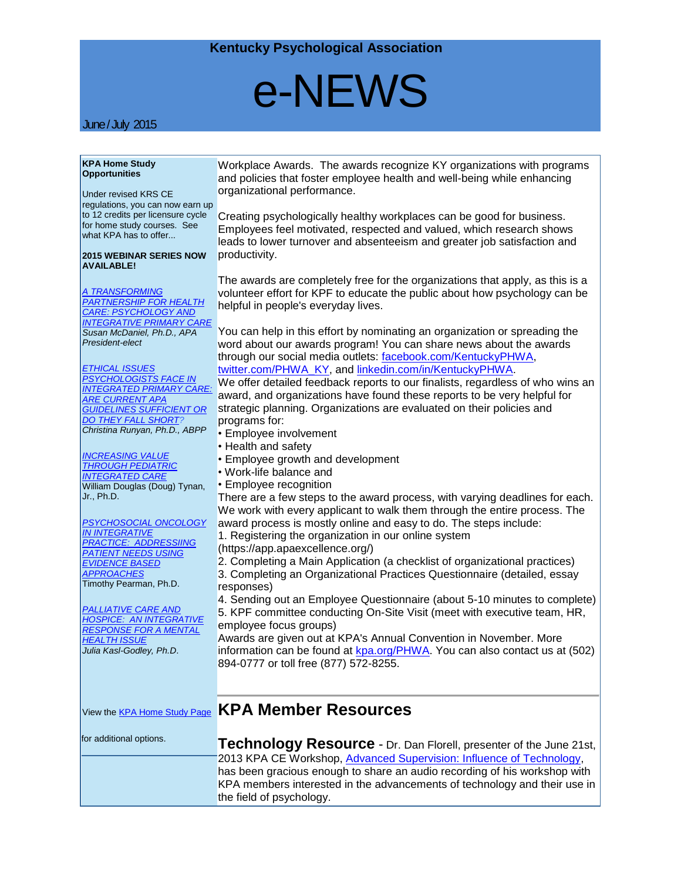Kentucky Psychological Association

# e-NEWS

June / July 2015

**KPA Home Study Opportunities**

Under revised KRS CE regulations, you can now earn up to 12 credits per licensure cycle for home study courses. See what KPA has to offer...

**2015 WEBINAR SERIES NOW AVAILABLE!**

*A TRANSFORMING PARTNERSHIP FOR HEALTH CARE: PSYCHOLOGY AND INTEGRATIVE PRIMARY CARE*
*Susan McDaniel, Ph.D., APA President-elect*

*ETHICAL ISSUES PSYCHOLOGISTS FACE IN INTEGRATED PRIMARY CARE: ARE CURRENT APA GUIDELINES SUFFICIENT OR DO THEY FALL SHORT?*
*Christina Runyan, Ph.D., ABPP*

*INCREASING VALUE THROUGH PEDIATRIC INTEGRATED CARE*
William Douglas (Doug) Tynan, Jr., Ph.D.

*PSYCHOSOCIAL ONCOLOGY IN INTEGRATIVE PRACTICE: ADDRESSIING PATIENT NEEDS USING EVIDENCE BASED APPROACHES*
Timothy Pearman, Ph.D.

*PALLIATIVE CARE AND HOSPICE: AN INTEGRATIVE RESPONSE FOR A MENTAL HEALTH ISSUE*
*Julia Kasl-Godley, Ph.D.*

View the KPA Home Study Page

for additional options.

---

Workplace Awards. The awards recognize KY organizations with programs and policies that foster employee health and well-being while enhancing organizational performance.

Creating psychologically healthy workplaces can be good for business. Employees feel motivated, respected and valued, which research shows leads to lower turnover and absenteeism and greater job satisfaction and productivity.

The awards are completely free for the organizations that apply, as this is a volunteer effort for KPF to educate the public about how psychology can be helpful in people's everyday lives.

You can help in this effort by nominating an organization or spreading the word about our awards program! You can share news about the awards through our social media outlets: facebook.com/KentuckyPHWA, twitter.com/PHWA_KY, and linkedin.com/in/KentuckyPHWA.
We offer detailed feedback reports to our finalists, regardless of who wins an award, and organizations have found these reports to be very helpful for strategic planning. Organizations are evaluated on their policies and programs for:
• Employee involvement
• Health and safety
• Employee growth and development
• Work-life balance and
• Employee recognition
There are a few steps to the award process, with varying deadlines for each. We work with every applicant to walk them through the entire process. The award process is mostly online and easy to do. The steps include:
1. Registering the organization in our online system (https://app.apaexcellence.org/)
2. Completing a Main Application (a checklist of organizational practices)
3. Completing an Organizational Practices Questionnaire (detailed, essay responses)
4. Sending out an Employee Questionnaire (about 5-10 minutes to complete)
5. KPF committee conducting On-Site Visit (meet with executive team, HR, employee focus groups)
Awards are given out at KPA's Annual Convention in November. More information can be found at kpa.org/PHWA. You can also contact us at (502) 894-0777 or toll free (877) 572-8255.

## KPA Member Resources

**Technology Resource** - Dr. Dan Florell, presenter of the June 21st, 2013 KPA CE Workshop, Advanced Supervision: Influence of Technology, has been gracious enough to share an audio recording of his workshop with KPA members interested in the advancements of technology and their use in the field of psychology.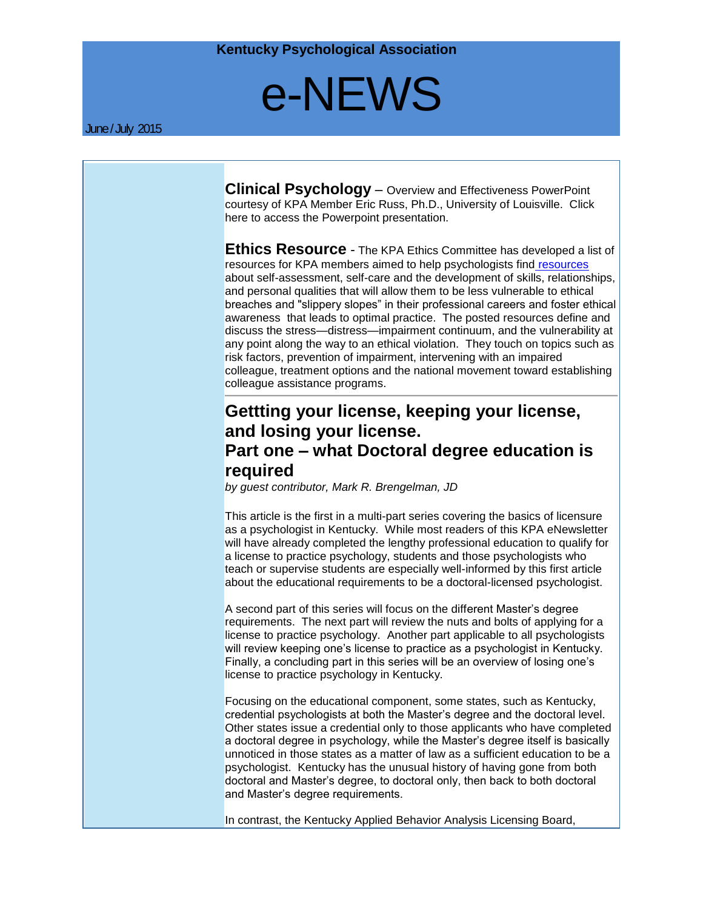**Clinical Psychology** – Overview and Effectiveness PowerPoint courtesy of KPA Member Eric Russ, Ph.D., University of Louisville. Click here to access the Powerpoint presentation.

**Ethics Resource** - The KPA Ethics Committee has developed a list of resources for KPA members aimed to help psychologists find resources about self-assessment, self-care and the development of skills, relationships, and personal qualities that will allow them to be less vulnerable to ethical breaches and "slippery slopes" in their professional careers and foster ethical awareness that leads to optimal practice. The posted resources define and discuss the stress—distress—impairment continuum, and the vulnerability at any point along the way to an ethical violation. They touch on topics such as risk factors, prevention of impairment, intervening with an impaired colleague, treatment options and the national movement toward establishing colleague assistance programs.

---

## Gettting your license, keeping your license, and losing your license. Part one – what Doctoral degree education is required

*by guest contributor, Mark R. Brengelman, JD*

This article is the first in a multi-part series covering the basics of licensure as a psychologist in Kentucky. While most readers of this KPA eNewsletter will have already completed the lengthy professional education to qualify for a license to practice psychology, students and those psychologists who teach or supervise students are especially well-informed by this first article about the educational requirements to be a doctoral-licensed psychologist.

A second part of this series will focus on the different Master's degree requirements. The next part will review the nuts and bolts of applying for a license to practice psychology. Another part applicable to all psychologists will review keeping one's license to practice as a psychologist in Kentucky. Finally, a concluding part in this series will be an overview of losing one's license to practice psychology in Kentucky.

Focusing on the educational component, some states, such as Kentucky, credential psychologists at both the Master's degree and the doctoral level. Other states issue a credential only to those applicants who have completed a doctoral degree in psychology, while the Master's degree itself is basically unnoticed in those states as a matter of law as a sufficient education to be a psychologist. Kentucky has the unusual history of having gone from both doctoral and Master's degree, to doctoral only, then back to both doctoral and Master's degree requirements.

In contrast, the Kentucky Applied Behavior Analysis Licensing Board,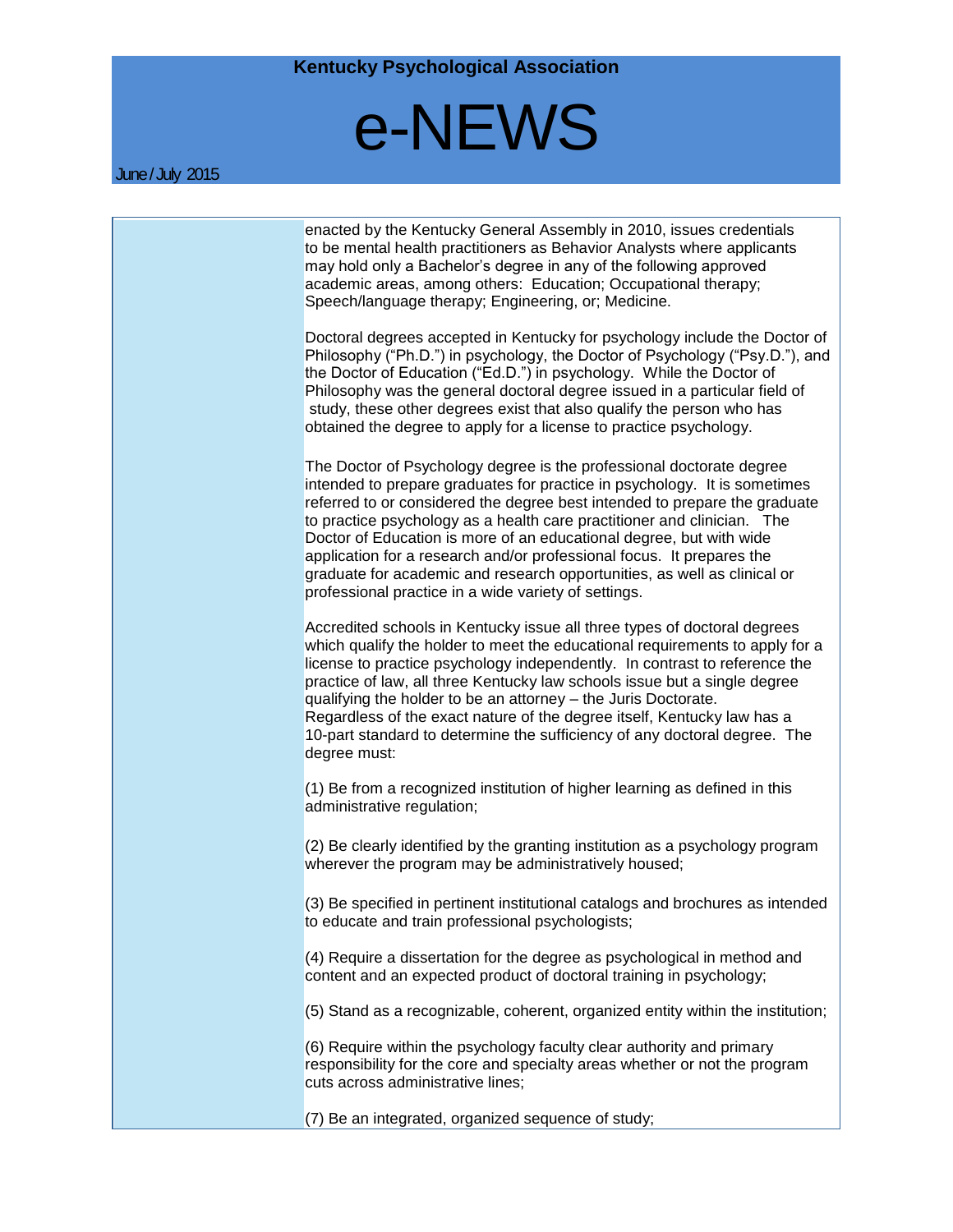enacted by the Kentucky General Assembly in 2010, issues credentials to be mental health practitioners as Behavior Analysts where applicants may hold only a Bachelor's degree in any of the following approved academic areas, among others: Education; Occupational therapy; Speech/language therapy; Engineering, or; Medicine.

Doctoral degrees accepted in Kentucky for psychology include the Doctor of Philosophy ("Ph.D.") in psychology, the Doctor of Psychology ("Psy.D."), and the Doctor of Education ("Ed.D.") in psychology. While the Doctor of Philosophy was the general doctoral degree issued in a particular field of study, these other degrees exist that also qualify the person who has obtained the degree to apply for a license to practice psychology.

The Doctor of Psychology degree is the professional doctorate degree intended to prepare graduates for practice in psychology. It is sometimes referred to or considered the degree best intended to prepare the graduate to practice psychology as a health care practitioner and clinician. The Doctor of Education is more of an educational degree, but with wide application for a research and/or professional focus. It prepares the graduate for academic and research opportunities, as well as clinical or professional practice in a wide variety of settings.

Accredited schools in Kentucky issue all three types of doctoral degrees which qualify the holder to meet the educational requirements to apply for a license to practice psychology independently. In contrast to reference the practice of law, all three Kentucky law schools issue but a single degree qualifying the holder to be an attorney – the Juris Doctorate. Regardless of the exact nature of the degree itself, Kentucky law has a 10-part standard to determine the sufficiency of any doctoral degree. The degree must:

(1) Be from a recognized institution of higher learning as defined in this administrative regulation;

(2) Be clearly identified by the granting institution as a psychology program wherever the program may be administratively housed;

(3) Be specified in pertinent institutional catalogs and brochures as intended to educate and train professional psychologists;

(4) Require a dissertation for the degree as psychological in method and content and an expected product of doctoral training in psychology;

(5) Stand as a recognizable, coherent, organized entity within the institution;

(6) Require within the psychology faculty clear authority and primary responsibility for the core and specialty areas whether or not the program cuts across administrative lines;

(7) Be an integrated, organized sequence of study;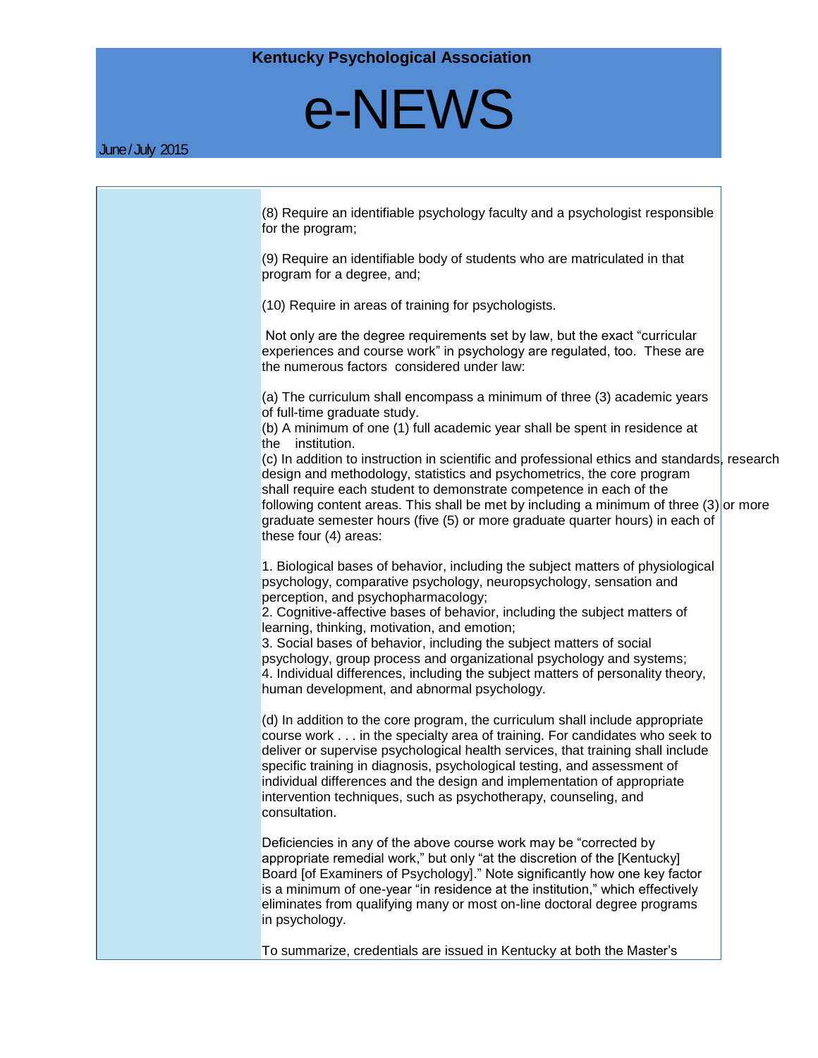(8) Require an identifiable psychology faculty and a psychologist responsible for the program;

(9) Require an identifiable body of students who are matriculated in that program for a degree, and;

(10) Require in areas of training for psychologists.

Not only are the degree requirements set by law, but the exact "curricular experiences and course work" in psychology are regulated, too. These are the numerous factors considered under law:

(a) The curriculum shall encompass a minimum of three (3) academic years of full-time graduate study.
(b) A minimum of one (1) full academic year shall be spent in residence at the institution.
(c) In addition to instruction in scientific and professional ethics and standards, research design and methodology, statistics and psychometrics, the core program shall require each student to demonstrate competence in each of the following content areas. This shall be met by including a minimum of three (3) or more graduate semester hours (five (5) or more graduate quarter hours) in each of these four (4) areas:

1. Biological bases of behavior, including the subject matters of physiological psychology, comparative psychology, neuropsychology, sensation and perception, and psychopharmacology;
2. Cognitive-affective bases of behavior, including the subject matters of learning, thinking, motivation, and emotion;
3. Social bases of behavior, including the subject matters of social psychology, group process and organizational psychology and systems;
4. Individual differences, including the subject matters of personality theory, human development, and abnormal psychology.

(d) In addition to the core program, the curriculum shall include appropriate course work . . . in the specialty area of training. For candidates who seek to deliver or supervise psychological health services, that training shall include specific training in diagnosis, psychological testing, and assessment of individual differences and the design and implementation of appropriate intervention techniques, such as psychotherapy, counseling, and consultation.

Deficiencies in any of the above course work may be "corrected by appropriate remedial work," but only "at the discretion of the [Kentucky] Board [of Examiners of Psychology]." Note significantly how one key factor is a minimum of one-year "in residence at the institution," which effectively eliminates from qualifying many or most on-line doctoral degree programs in psychology.

To summarize, credentials are issued in Kentucky at both the Master's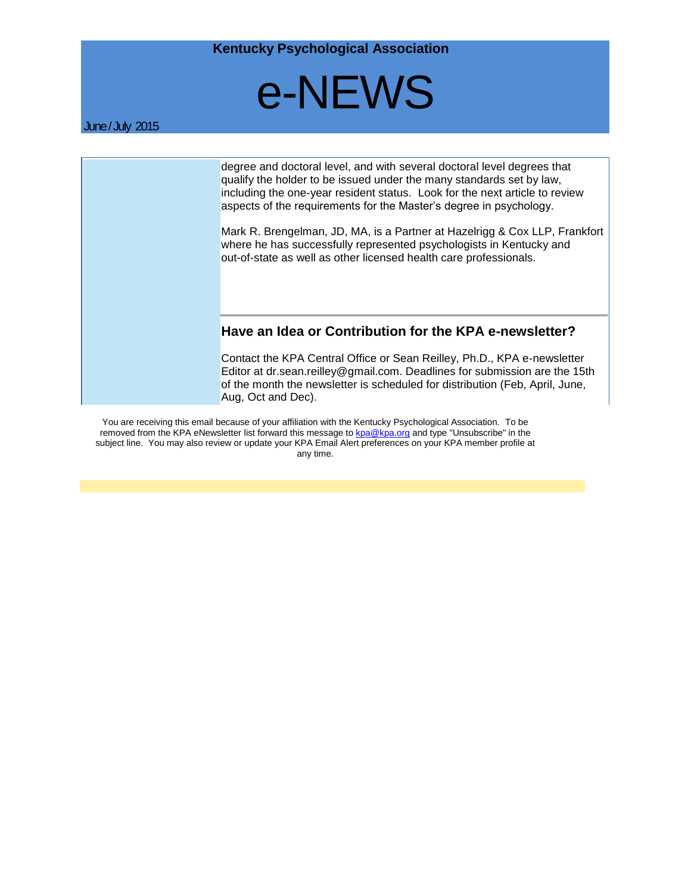degree and doctoral level, and with several doctoral level degrees that qualify the holder to be issued under the many standards set by law, including the one-year resident status. Look for the next article to review aspects of the requirements for the Master's degree in psychology.

Mark R. Brengelman, JD, MA, is a Partner at Hazelrigg & Cox LLP, Frankfort where he has successfully represented psychologists in Kentucky and out-of-state as well as other licensed health care professionals.

---

## Have an Idea or Contribution for the KPA e-newsletter?

Contact the KPA Central Office or Sean Reilley, Ph.D., KPA e-newsletter Editor at dr.sean.reilley@gmail.com. Deadlines for submission are the 15th of the month the newsletter is scheduled for distribution (Feb, April, June, Aug, Oct and Dec).

You are receiving this email because of your affiliation with the Kentucky Psychological Association. To be removed from the KPA eNewsletter list forward this message to kpa@kpa.org and type "Unsubscribe" in the subject line. You may also review or update your KPA Email Alert preferences on your KPA member profile at any time.